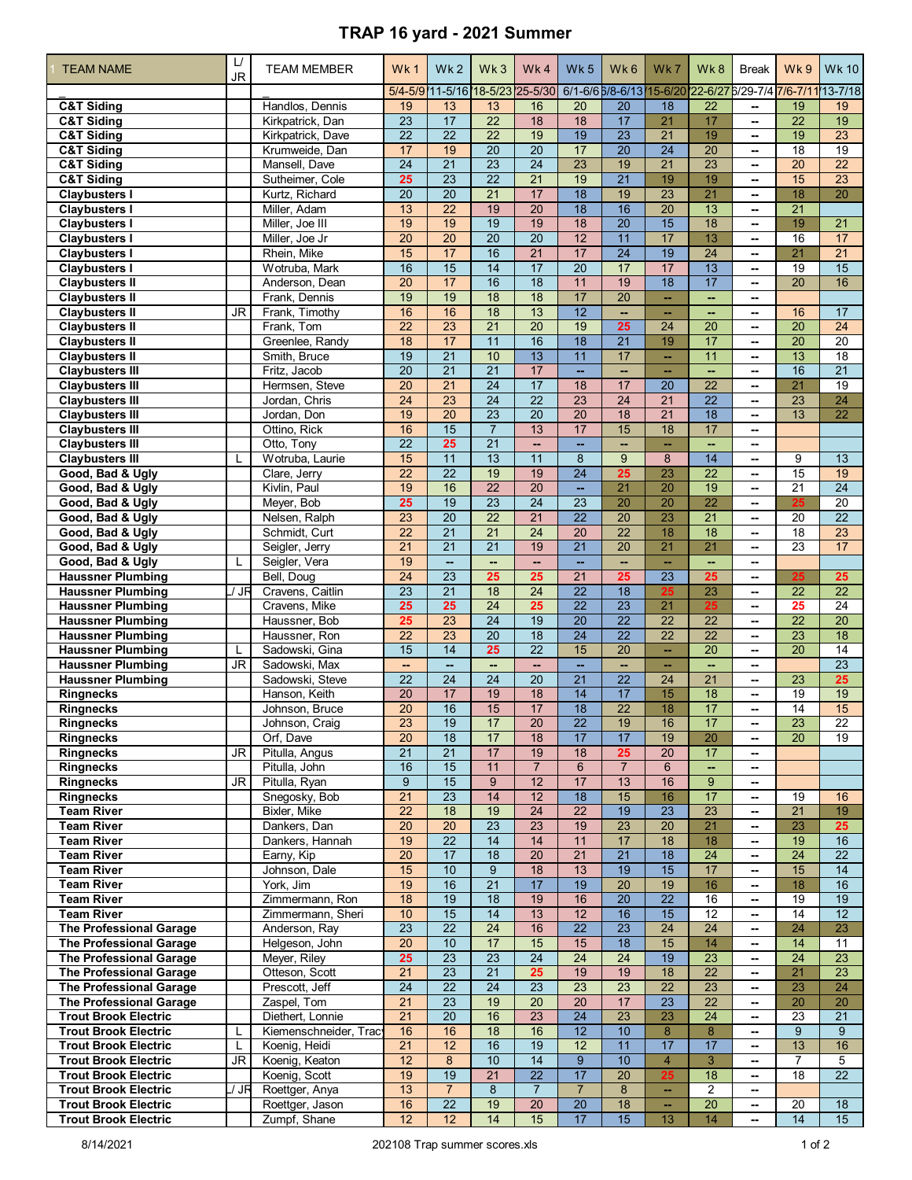# TRAP 16 yard - 2021 Summer

| TEAM NAME | L/ JR | TEAM MEMBER | Wk 1 | Wk 2 | Wk 3 | Wk 4 | Wk 5 | Wk 6 | Wk 7 | Wk 8 | Break | Wk 9 | Wk 10 |
|---|---|---|---|---|---|---|---|---|---|---|---|---|---|
| _ | | _ | 5/4-5/9 | 11-5/16 | 18-5/23 | 25-5/30 | 6/1-6/6 | 6/8-6/13 | 15-6/20 | 22-6/27 | 6/29-7/4 | 7/6-7/11 | 13-7/18 |
| C&T Siding | | Handlos, Dennis | 19 | 13 | 13 | 16 | 20 | 20 | 18 | 22 | -- | 19 | 19 |
| C&T Siding | | Kirkpatrick, Dan | 23 | 17 | 22 | 18 | 18 | 17 | 21 | 17 | -- | 22 | 19 |
| C&T Siding | | Kirkpatrick, Dave | 22 | 22 | 22 | 19 | 19 | 23 | 21 | 19 | -- | 19 | 23 |
| C&T Siding | | Krumweide, Dan | 17 | 19 | 20 | 20 | 17 | 20 | 24 | 20 | -- | 18 | 19 |
| C&T Siding | | Mansell, Dave | 24 | 21 | 23 | 24 | 23 | 19 | 21 | 23 | -- | 20 | 22 |
| C&T Siding | | Sutheimer, Cole | 25 | 23 | 22 | 21 | 19 | 21 | 19 | 19 | -- | 15 | 23 |
| Claybusters I | | Kurtz, Richard | 20 | 20 | 21 | 17 | 18 | 19 | 23 | 21 | -- | 18 | 20 |
| Claybusters I | | Miller, Adam | 13 | 22 | 19 | 20 | 18 | 16 | 20 | 13 | -- | 21 | |
| Claybusters I | | Miller, Joe III | 19 | 19 | 19 | 19 | 18 | 20 | 15 | 18 | -- | 19 | 21 |
| Claybusters I | | Miller, Joe Jr | 20 | 20 | 20 | 20 | 12 | 11 | 17 | 13 | -- | 16 | 17 |
| Claybusters I | | Rhein, Mike | 15 | 17 | 16 | 21 | 17 | 24 | 19 | 24 | -- | 21 | 21 |
| Claybusters I | | Wotruba, Mark | 16 | 15 | 14 | 17 | 20 | 17 | 17 | 13 | -- | 19 | 15 |
| Claybusters II | | Anderson, Dean | 20 | 17 | 16 | 18 | 11 | 19 | 18 | 17 | -- | 20 | 16 |
| Claybusters II | | Frank, Dennis | 19 | 19 | 18 | 18 | 17 | 20 | -- | -- | -- | | |
| Claybusters II | JR | Frank, Timothy | 16 | 16 | 18 | 13 | 12 | -- | -- | -- | -- | 16 | 17 |
| Claybusters II | | Frank, Tom | 22 | 23 | 21 | 20 | 19 | 25 | 24 | 20 | -- | 20 | 24 |
| Claybusters II | | Greenlee, Randy | 18 | 17 | 11 | 16 | 18 | 21 | 19 | 17 | -- | 20 | 20 |
| Claybusters II | | Smith, Bruce | 19 | 21 | 10 | 13 | 11 | 17 | -- | 11 | -- | 13 | 18 |
| Claybusters III | | Fritz, Jacob | 20 | 21 | 21 | 17 | -- | -- | -- | -- | -- | 16 | 21 |
| Claybusters III | | Hermsen, Steve | 20 | 21 | 24 | 17 | 18 | 17 | 20 | 22 | -- | 21 | 19 |
| Claybusters III | | Jordan, Chris | 24 | 23 | 24 | 22 | 23 | 24 | 21 | 22 | -- | 23 | 24 |
| Claybusters III | | Jordan, Don | 19 | 20 | 23 | 20 | 20 | 18 | 21 | 18 | -- | 13 | 22 |
| Claybusters III | | Ottino, Rick | 16 | 15 | 7 | 13 | 17 | 15 | 18 | 17 | -- | | |
| Claybusters III | | Otto, Tony | 22 | 25 | 21 | -- | -- | -- | -- | -- | -- | | |
| Claybusters III | L | Wotruba, Laurie | 15 | 11 | 13 | 11 | 8 | 9 | 8 | 14 | -- | 9 | 13 |
| Good, Bad & Ugly | | Clare, Jerry | 22 | 22 | 19 | 19 | 24 | 25 | 23 | 22 | -- | 15 | 19 |
| Good, Bad & Ugly | | Kivlin, Paul | 19 | 16 | 22 | 20 | -- | 21 | 20 | 19 | -- | 21 | 24 |
| Good, Bad & Ugly | | Meyer, Bob | 25 | 19 | 23 | 24 | 23 | 20 | 20 | 22 | -- | 25 | 20 |
| Good, Bad & Ugly | | Nelsen, Ralph | 23 | 20 | 22 | 21 | 22 | 20 | 23 | 21 | -- | 20 | 22 |
| Good, Bad & Ugly | | Schmidt, Curt | 22 | 21 | 21 | 24 | 20 | 22 | 18 | 18 | -- | 18 | 23 |
| Good, Bad & Ugly | | Seigler, Jerry | 21 | 21 | 21 | 19 | 21 | 20 | 21 | 21 | -- | 23 | 17 |
| Good, Bad & Ugly | L | Seigler, Vera | 19 | -- | -- | -- | -- | -- | -- | -- | -- | | |
| Haussner Plumbing | | Bell, Doug | 24 | 23 | 25 | 25 | 21 | 25 | 23 | 25 | -- | 25 | 25 |
| Haussner Plumbing | L/ JR | Cravens, Caitlin | 23 | 21 | 18 | 24 | 22 | 18 | 25 | 23 | -- | 22 | 22 |
| Haussner Plumbing | | Cravens, Mike | 25 | 25 | 24 | 25 | 22 | 23 | 21 | 25 | -- | 25 | 24 |
| Haussner Plumbing | | Haussner, Bob | 25 | 23 | 24 | 19 | 20 | 22 | 22 | 22 | -- | 22 | 20 |
| Haussner Plumbing | | Haussner, Ron | 22 | 23 | 20 | 18 | 24 | 22 | 22 | 22 | -- | 23 | 18 |
| Haussner Plumbing | L | Sadowski, Gina | 15 | 14 | 25 | 22 | 15 | 20 | -- | 20 | -- | 20 | 14 |
| Haussner Plumbing | JR | Sadowski, Max | -- | -- | -- | -- | -- | -- | -- | -- | -- | | 23 |
| Haussner Plumbing | | Sadowski, Steve | 22 | 24 | 24 | 20 | 21 | 22 | 24 | 21 | -- | 23 | 25 |
| Ringnecks | | Hanson, Keith | 20 | 17 | 19 | 18 | 14 | 17 | 15 | 18 | -- | 19 | 19 |
| Ringnecks | | Johnson, Bruce | 20 | 16 | 15 | 17 | 18 | 22 | 18 | 17 | -- | 14 | 15 |
| Ringnecks | | Johnson, Craig | 23 | 19 | 17 | 20 | 22 | 19 | 16 | 17 | -- | 23 | 22 |
| Ringnecks | | Orf, Dave | 20 | 18 | 17 | 18 | 17 | 17 | 19 | 20 | -- | 20 | 19 |
| Ringnecks | JR | Pitulla, Angus | 21 | 21 | 17 | 19 | 18 | 25 | 20 | 17 | -- | | |
| Ringnecks | | Pitulla, John | 16 | 15 | 11 | 7 | 6 | 7 | 6 | -- | -- | | |
| Ringnecks | JR | Pitulla, Ryan | 9 | 15 | 9 | 12 | 17 | 13 | 16 | 9 | -- | | |
| Ringnecks | | Snegosky, Bob | 21 | 23 | 14 | 12 | 18 | 15 | 16 | 17 | -- | 19 | 16 |
| Team River | | Bixler, Mike | 22 | 18 | 19 | 24 | 22 | 19 | 23 | 23 | -- | 21 | 19 |
| Team River | | Dankers, Dan | 20 | 20 | 23 | 23 | 19 | 23 | 20 | 21 | -- | 23 | 25 |
| Team River | | Dankers, Hannah | 19 | 22 | 14 | 14 | 11 | 17 | 18 | 18 | -- | 19 | 16 |
| Team River | | Earny, Kip | 20 | 17 | 18 | 20 | 21 | 21 | 18 | 24 | -- | 24 | 22 |
| Team River | | Johnson, Dale | 15 | 10 | 9 | 18 | 13 | 19 | 15 | 17 | -- | 15 | 14 |
| Team River | | York, Jim | 19 | 16 | 21 | 17 | 19 | 20 | 19 | 16 | -- | 18 | 16 |
| Team River | | Zimmermann, Ron | 18 | 19 | 18 | 19 | 16 | 20 | 22 | 16 | -- | 19 | 19 |
| Team River | | Zimmermann, Sheri | 10 | 15 | 14 | 13 | 12 | 16 | 15 | 12 | -- | 14 | 12 |
| The Professional Garage | | Anderson, Ray | 23 | 22 | 24 | 16 | 22 | 23 | 24 | 24 | -- | 24 | 23 |
| The Professional Garage | | Helgeson, John | 20 | 10 | 17 | 15 | 15 | 18 | 15 | 14 | -- | 14 | 11 |
| The Professional Garage | | Meyer, Riley | 25 | 23 | 23 | 24 | 24 | 24 | 19 | 23 | -- | 24 | 23 |
| The Professional Garage | | Otteson, Scott | 21 | 23 | 21 | 25 | 19 | 19 | 18 | 22 | -- | 21 | 23 |
| The Professional Garage | | Prescott, Jeff | 24 | 22 | 24 | 23 | 23 | 23 | 22 | 23 | -- | 23 | 24 |
| The Professional Garage | | Zaspel, Tom | 21 | 23 | 19 | 20 | 20 | 17 | 23 | 22 | -- | 20 | 20 |
| Trout Brook Electric | | Diethert, Lonnie | 21 | 20 | 16 | 23 | 24 | 23 | 23 | 24 | -- | 23 | 21 |
| Trout Brook Electric | L | Kiemenschneider, Tracy | 16 | 16 | 18 | 16 | 12 | 10 | 8 | 8 | -- | 9 | 9 |
| Trout Brook Electric | L | Koenig, Heidi | 21 | 12 | 16 | 19 | 12 | 11 | 17 | 17 | -- | 13 | 16 |
| Trout Brook Electric | JR | Koenig, Keaton | 12 | 8 | 10 | 14 | 9 | 10 | 4 | 3 | -- | 7 | 5 |
| Trout Brook Electric | | Koenig, Scott | 19 | 19 | 21 | 22 | 17 | 20 | 25 | 18 | -- | 18 | 22 |
| Trout Brook Electric | L/ JR | Roettger, Anya | 13 | 7 | 8 | 7 | 7 | 8 | -- | 2 | -- | | |
| Trout Brook Electric | | Roettger, Jason | 16 | 22 | 19 | 20 | 20 | 18 | -- | 20 | -- | 20 | 18 |
| Trout Brook Electric | | Zumpf, Shane | 12 | 12 | 14 | 15 | 17 | 15 | 13 | 14 | -- | 14 | 15 |

8/14/2021 202108 Trap summer scores.xls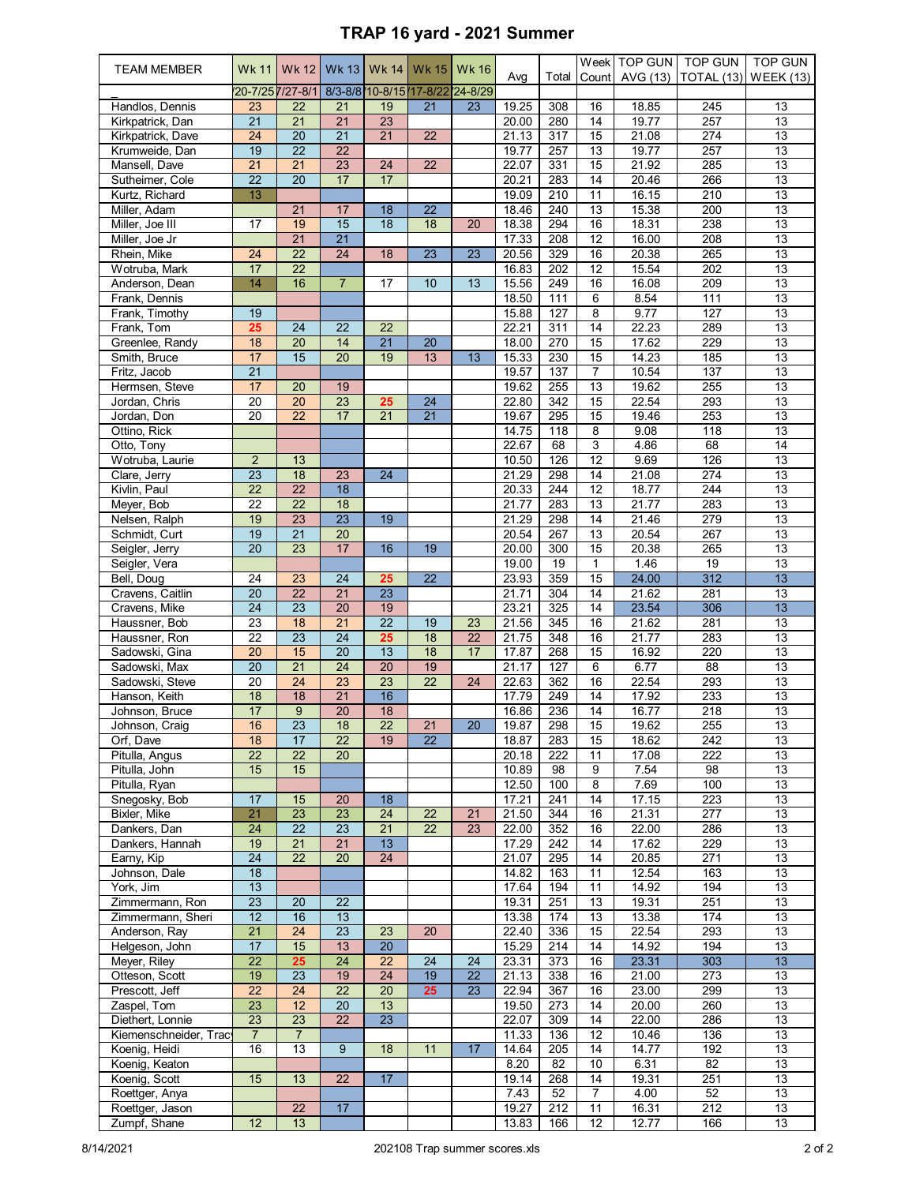# TRAP 16 yard - 2021 Summer

| TEAM MEMBER | Wk 11 | Wk 12 | Wk 13 | Wk 14 | Wk 15 | Wk 16 | Avg | Total | Week Count | TOP GUN AVG (13) | TOP GUN TOTAL (13) | TOP GUN WEEK (13) |
|---|---|---|---|---|---|---|---|---|---|---|---|---|
| _ | 7/20-7/25 | 7/27-8/1 | 8/3-8/8 | 8/10-8/15 | 8/17-8/22 | 8/24-8/29 | | | | | | |
| Handlos, Dennis | 23 | 22 | 21 | 19 | 21 | 23 | 19.25 | 308 | 16 | 18.85 | 245 | 13 |
| Kirkpatrick, Dan | 21 | 21 | 21 | 23 | | | 20.00 | 280 | 14 | 19.77 | 257 | 13 |
| Kirkpatrick, Dave | 24 | 20 | 21 | 21 | 22 | | 21.13 | 317 | 15 | 21.08 | 274 | 13 |
| Krumweide, Dan | 19 | 22 | 22 | | | | 19.77 | 257 | 13 | 19.77 | 257 | 13 |
| Mansell, Dave | 21 | 21 | 23 | 24 | 22 | | 22.07 | 331 | 15 | 21.92 | 285 | 13 |
| Sutheimer, Cole | 22 | 20 | 17 | 17 | | | 20.21 | 283 | 14 | 20.46 | 266 | 13 |
| Kurtz, Richard | 13 | | | | | | 19.09 | 210 | 11 | 16.15 | 210 | 13 |
| Miller, Adam | | 21 | 17 | 18 | 22 | | 18.46 | 240 | 13 | 15.38 | 200 | 13 |
| Miller, Joe III | 17 | 19 | 15 | 18 | 18 | 20 | 18.38 | 294 | 16 | 18.31 | 238 | 13 |
| Miller, Joe Jr | | 21 | 21 | | | | 17.33 | 208 | 12 | 16.00 | 208 | 13 |
| Rhein, Mike | 24 | 22 | 24 | 18 | 23 | 23 | 20.56 | 329 | 16 | 20.38 | 265 | 13 |
| Wotruba, Mark | 17 | 22 | | | | | 16.83 | 202 | 12 | 15.54 | 202 | 13 |
| Anderson, Dean | 14 | 16 | 7 | 17 | 10 | 13 | 15.56 | 249 | 16 | 16.08 | 209 | 13 |
| Frank, Dennis | | | | | | | 18.50 | 111 | 6 | 8.54 | 111 | 13 |
| Frank, Timothy | 19 | | | | | | 15.88 | 127 | 8 | 9.77 | 127 | 13 |
| Frank, Tom | 25 | 24 | 22 | 22 | | | 22.21 | 311 | 14 | 22.23 | 289 | 13 |
| Greenlee, Randy | 18 | 20 | 14 | 21 | 20 | | 18.00 | 270 | 15 | 17.62 | 229 | 13 |
| Smith, Bruce | 17 | 15 | 20 | 19 | 13 | 13 | 15.33 | 230 | 15 | 14.23 | 185 | 13 |
| Fritz, Jacob | 21 | | | | | | 19.57 | 137 | 7 | 10.54 | 137 | 13 |
| Hermsen, Steve | 17 | 20 | 19 | | | | 19.62 | 255 | 13 | 19.62 | 255 | 13 |
| Jordan, Chris | 20 | 20 | 23 | 25 | 24 | | 22.80 | 342 | 15 | 22.54 | 293 | 13 |
| Jordan, Don | 20 | 22 | 17 | 21 | 21 | | 19.67 | 295 | 15 | 19.46 | 253 | 13 |
| Ottino, Rick | | | | | | | 14.75 | 118 | 8 | 9.08 | 118 | 13 |
| Otto, Tony | | | | | | | 22.67 | 68 | 3 | 4.86 | 68 | 14 |
| Wotruba, Laurie | 2 | 13 | | | | | 10.50 | 126 | 12 | 9.69 | 126 | 13 |
| Clare, Jerry | 23 | 18 | 23 | 24 | | | 21.29 | 298 | 14 | 21.08 | 274 | 13 |
| Kivlin, Paul | 22 | 22 | 18 | | | | 20.33 | 244 | 12 | 18.77 | 244 | 13 |
| Meyer, Bob | 22 | 22 | 18 | | | | 21.77 | 283 | 13 | 21.77 | 283 | 13 |
| Nelsen, Ralph | 19 | 23 | 23 | 19 | | | 21.29 | 298 | 14 | 21.46 | 279 | 13 |
| Schmidt, Curt | 19 | 21 | 20 | | | | 20.54 | 267 | 13 | 20.54 | 267 | 13 |
| Seigler, Jerry | 20 | 23 | 17 | 16 | 19 | | 20.00 | 300 | 15 | 20.38 | 265 | 13 |
| Seigler, Vera | | | | | | | 19.00 | 19 | 1 | 1.46 | 19 | 13 |
| Bell, Doug | 24 | 23 | 24 | 25 | 22 | | 23.93 | 359 | 15 | 24.00 | 312 | 13 |
| Cravens, Caitlin | 20 | 22 | 21 | 23 | | | 21.71 | 304 | 14 | 21.62 | 281 | 13 |
| Cravens, Mike | 24 | 23 | 20 | 19 | | | 23.21 | 325 | 14 | 23.54 | 306 | 13 |
| Haussner, Bob | 23 | 18 | 21 | 22 | 19 | 23 | 21.56 | 345 | 16 | 21.62 | 281 | 13 |
| Haussner, Ron | 22 | 23 | 24 | 25 | 18 | 22 | 21.75 | 348 | 16 | 21.77 | 283 | 13 |
| Sadowski, Gina | 20 | 15 | 20 | 13 | 18 | 17 | 17.87 | 268 | 15 | 16.92 | 220 | 13 |
| Sadowski, Max | 20 | 21 | 24 | 20 | 19 | | 21.17 | 127 | 6 | 6.77 | 88 | 13 |
| Sadowski, Steve | 20 | 24 | 23 | 23 | 22 | 24 | 22.63 | 362 | 16 | 22.54 | 293 | 13 |
| Hanson, Keith | 18 | 18 | 21 | 16 | | | 17.79 | 249 | 14 | 17.92 | 233 | 13 |
| Johnson, Bruce | 17 | 9 | 20 | 18 | | | 16.86 | 236 | 14 | 16.77 | 218 | 13 |
| Johnson, Craig | 16 | 23 | 18 | 22 | 21 | 20 | 19.87 | 298 | 15 | 19.62 | 255 | 13 |
| Orf, Dave | 18 | 17 | 22 | 19 | 22 | | 18.87 | 283 | 15 | 18.62 | 242 | 13 |
| Pitulla, Angus | 22 | 22 | 20 | | | | 20.18 | 222 | 11 | 17.08 | 222 | 13 |
| Pitulla, John | 15 | 15 | | | | | 10.89 | 98 | 9 | 7.54 | 98 | 13 |
| Pitulla, Ryan | | | | | | | 12.50 | 100 | 8 | 7.69 | 100 | 13 |
| Snegosky, Bob | 17 | 15 | 20 | 18 | | | 17.21 | 241 | 14 | 17.15 | 223 | 13 |
| Bixler, Mike | 21 | 23 | 23 | 24 | 22 | 21 | 21.50 | 344 | 16 | 21.31 | 277 | 13 |
| Dankers, Dan | 24 | 22 | 23 | 21 | 22 | 23 | 22.00 | 352 | 16 | 22.00 | 286 | 13 |
| Dankers, Hannah | 19 | 21 | 21 | 13 | | | 17.29 | 242 | 14 | 17.62 | 229 | 13 |
| Earny, Kip | 24 | 22 | 20 | 24 | | | 21.07 | 295 | 14 | 20.85 | 271 | 13 |
| Johnson, Dale | 18 | | | | | | 14.82 | 163 | 11 | 12.54 | 163 | 13 |
| York, Jim | 13 | | | | | | 17.64 | 194 | 11 | 14.92 | 194 | 13 |
| Zimmermann, Ron | 23 | 20 | 22 | | | | 19.31 | 251 | 13 | 19.31 | 251 | 13 |
| Zimmermann, Sheri | 12 | 16 | 13 | | | | 13.38 | 174 | 13 | 13.38 | 174 | 13 |
| Anderson, Ray | 21 | 24 | 23 | 23 | 20 | | 22.40 | 336 | 15 | 22.54 | 293 | 13 |
| Helgeson, John | 17 | 15 | 13 | 20 | | | 15.29 | 214 | 14 | 14.92 | 194 | 13 |
| Meyer, Riley | 22 | 25 | 24 | 22 | 24 | 24 | 23.31 | 373 | 16 | 23.31 | 303 | 13 |
| Otteson, Scott | 19 | 23 | 19 | 24 | 19 | 22 | 21.13 | 338 | 16 | 21.00 | 273 | 13 |
| Prescott, Jeff | 22 | 24 | 22 | 20 | 25 | 23 | 22.94 | 367 | 16 | 23.00 | 299 | 13 |
| Zaspel, Tom | 23 | 12 | 20 | 13 | | | 19.50 | 273 | 14 | 20.00 | 260 | 13 |
| Diethert, Lonnie | 23 | 23 | 22 | 23 | | | 22.07 | 309 | 14 | 22.00 | 286 | 13 |
| Kiemenschneider, Tracy | 7 | 7 | | | | | 11.33 | 136 | 12 | 10.46 | 136 | 13 |
| Koenig, Heidi | 16 | 13 | 9 | 18 | 11 | 17 | 14.64 | 205 | 14 | 14.77 | 192 | 13 |
| Koenig, Keaton | | | | | | | 8.20 | 82 | 10 | 6.31 | 82 | 13 |
| Koenig, Scott | 15 | 13 | 22 | 17 | | | 19.14 | 268 | 14 | 19.31 | 251 | 13 |
| Roettger, Anya | | | | | | | 7.43 | 52 | 7 | 4.00 | 52 | 13 |
| Roettger, Jason | | 22 | 17 | | | | 19.27 | 212 | 11 | 16.31 | 212 | 13 |
| Zumpf, Shane | 12 | 13 | | | | | 13.83 | 166 | 12 | 12.77 | 166 | 13 |